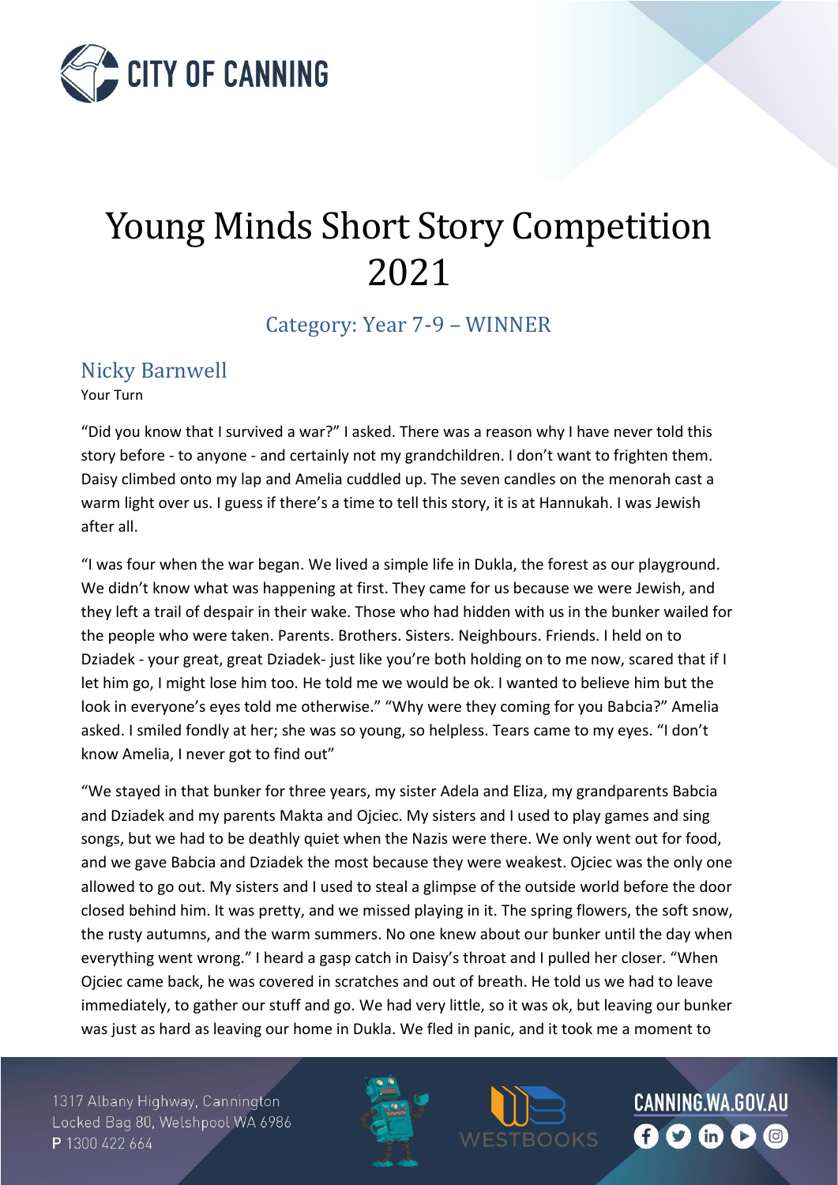# Young Minds Short Story Competition 2021

## Category: Year 7-9 – WINNER

### Nicky Barnwell

Your Turn

"Did you know that I survived a war?" I asked. There was a reason why I have never told this story before - to anyone - and certainly not my grandchildren. I don't want to frighten them. Daisy climbed onto my lap and Amelia cuddled up. The seven candles on the menorah cast a warm light over us. I guess if there's a time to tell this story, it is at Hannukah. I was Jewish after all.

"I was four when the war began. We lived a simple life in Dukla, the forest as our playground. We didn't know what was happening at first. They came for us because we were Jewish, and they left a trail of despair in their wake. Those who had hidden with us in the bunker wailed for the people who were taken. Parents. Brothers. Sisters. Neighbours. Friends. I held on to Dziadek - your great, great Dziadek- just like you're both holding on to me now, scared that if I let him go, I might lose him too. He told me we would be ok. I wanted to believe him but the look in everyone's eyes told me otherwise." "Why were they coming for you Babcia?" Amelia asked. I smiled fondly at her; she was so young, so helpless. Tears came to my eyes. "I don't know Amelia, I never got to find out"

"We stayed in that bunker for three years, my sister Adela and Eliza, my grandparents Babcia and Dziadek and my parents Makta and Ojciec. My sisters and I used to play games and sing songs, but we had to be deathly quiet when the Nazis were there. We only went out for food, and we gave Babcia and Dziadek the most because they were weakest. Ojciec was the only one allowed to go out. My sisters and I used to steal a glimpse of the outside world before the door closed behind him. It was pretty, and we missed playing in it. The spring flowers, the soft snow, the rusty autumns, and the warm summers. No one knew about our bunker until the day when everything went wrong." I heard a gasp catch in Daisy's throat and I pulled her closer. "When Ojciec came back, he was covered in scratches and out of breath. He told us we had to leave immediately, to gather our stuff and go. We had very little, so it was ok, but leaving our bunker was just as hard as leaving our home in Dukla. We fled in panic, and it took me a moment to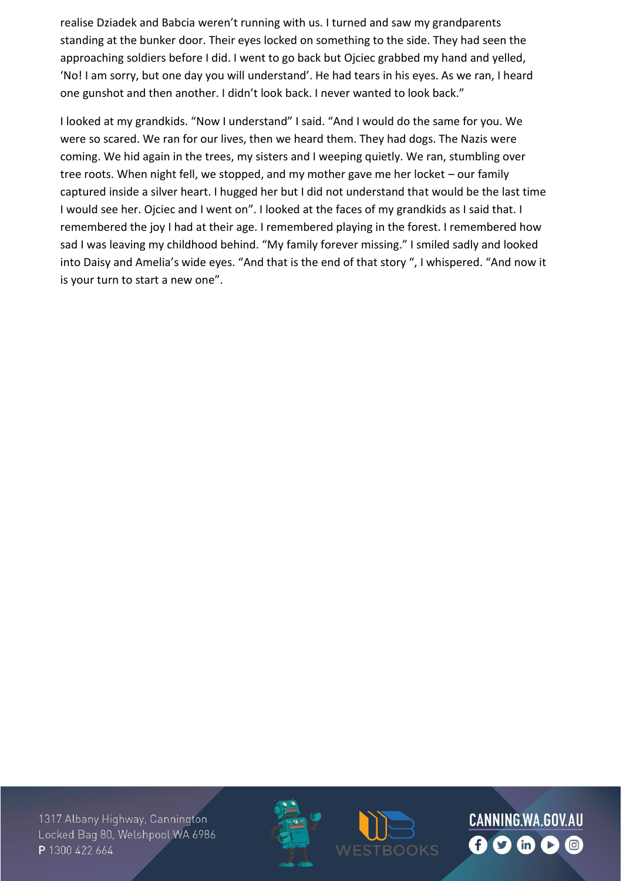realise Dziadek and Babcia weren't running with us. I turned and saw my grandparents standing at the bunker door. Their eyes locked on something to the side. They had seen the approaching soldiers before I did. I went to go back but Ojciec grabbed my hand and yelled, 'No! I am sorry, but one day you will understand'. He had tears in his eyes. As we ran, I heard one gunshot and then another. I didn't look back. I never wanted to look back."

I looked at my grandkids. "Now I understand" I said. "And I would do the same for you. We were so scared. We ran for our lives, then we heard them. They had dogs. The Nazis were coming. We hid again in the trees, my sisters and I weeping quietly. We ran, stumbling over tree roots. When night fell, we stopped, and my mother gave me her locket – our family captured inside a silver heart. I hugged her but I did not understand that would be the last time I would see her. Ojciec and I went on". I looked at the faces of my grandkids as I said that. I remembered the joy I had at their age. I remembered playing in the forest. I remembered how sad I was leaving my childhood behind. "My family forever missing." I smiled sadly and looked into Daisy and Amelia's wide eyes. "And that is the end of that story ", I whispered. "And now it is your turn to start a new one".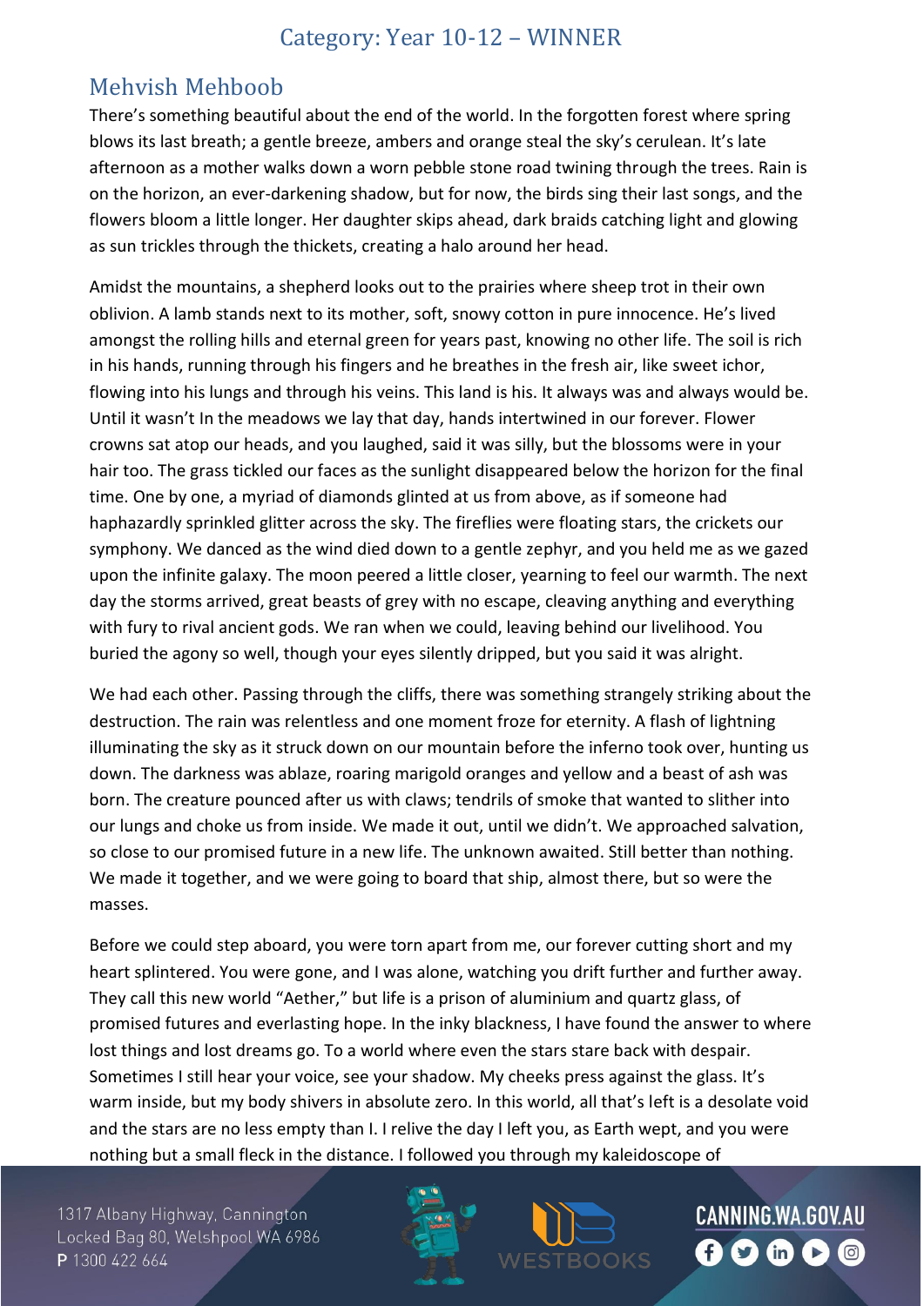## Category: Year 10-12 – WINNER

### Mehvish Mehboob

There's something beautiful about the end of the world. In the forgotten forest where spring blows its last breath; a gentle breeze, ambers and orange steal the sky's cerulean. It's late afternoon as a mother walks down a worn pebble stone road twining through the trees. Rain is on the horizon, an ever-darkening shadow, but for now, the birds sing their last songs, and the flowers bloom a little longer. Her daughter skips ahead, dark braids catching light and glowing as sun trickles through the thickets, creating a halo around her head.

Amidst the mountains, a shepherd looks out to the prairies where sheep trot in their own oblivion. A lamb stands next to its mother, soft, snowy cotton in pure innocence. He's lived amongst the rolling hills and eternal green for years past, knowing no other life. The soil is rich in his hands, running through his fingers and he breathes in the fresh air, like sweet ichor, flowing into his lungs and through his veins. This land is his. It always was and always would be. Until it wasn't In the meadows we lay that day, hands intertwined in our forever. Flower crowns sat atop our heads, and you laughed, said it was silly, but the blossoms were in your hair too. The grass tickled our faces as the sunlight disappeared below the horizon for the final time. One by one, a myriad of diamonds glinted at us from above, as if someone had haphazardly sprinkled glitter across the sky. The fireflies were floating stars, the crickets our symphony. We danced as the wind died down to a gentle zephyr, and you held me as we gazed upon the infinite galaxy. The moon peered a little closer, yearning to feel our warmth. The next day the storms arrived, great beasts of grey with no escape, cleaving anything and everything with fury to rival ancient gods. We ran when we could, leaving behind our livelihood. You buried the agony so well, though your eyes silently dripped, but you said it was alright.

We had each other. Passing through the cliffs, there was something strangely striking about the destruction. The rain was relentless and one moment froze for eternity. A flash of lightning illuminating the sky as it struck down on our mountain before the inferno took over, hunting us down. The darkness was ablaze, roaring marigold oranges and yellow and a beast of ash was born. The creature pounced after us with claws; tendrils of smoke that wanted to slither into our lungs and choke us from inside. We made it out, until we didn't. We approached salvation, so close to our promised future in a new life. The unknown awaited. Still better than nothing. We made it together, and we were going to board that ship, almost there, but so were the masses.

Before we could step aboard, you were torn apart from me, our forever cutting short and my heart splintered. You were gone, and I was alone, watching you drift further and further away. They call this new world "Aether," but life is a prison of aluminium and quartz glass, of promised futures and everlasting hope. In the inky blackness, I have found the answer to where lost things and lost dreams go. To a world where even the stars stare back with despair. Sometimes I still hear your voice, see your shadow. My cheeks press against the glass. It's warm inside, but my body shivers in absolute zero. In this world, all that's left is a desolate void and the stars are no less empty than I. I relive the day I left you, as Earth wept, and you were nothing but a small fleck in the distance. I followed you through my kaleidoscope of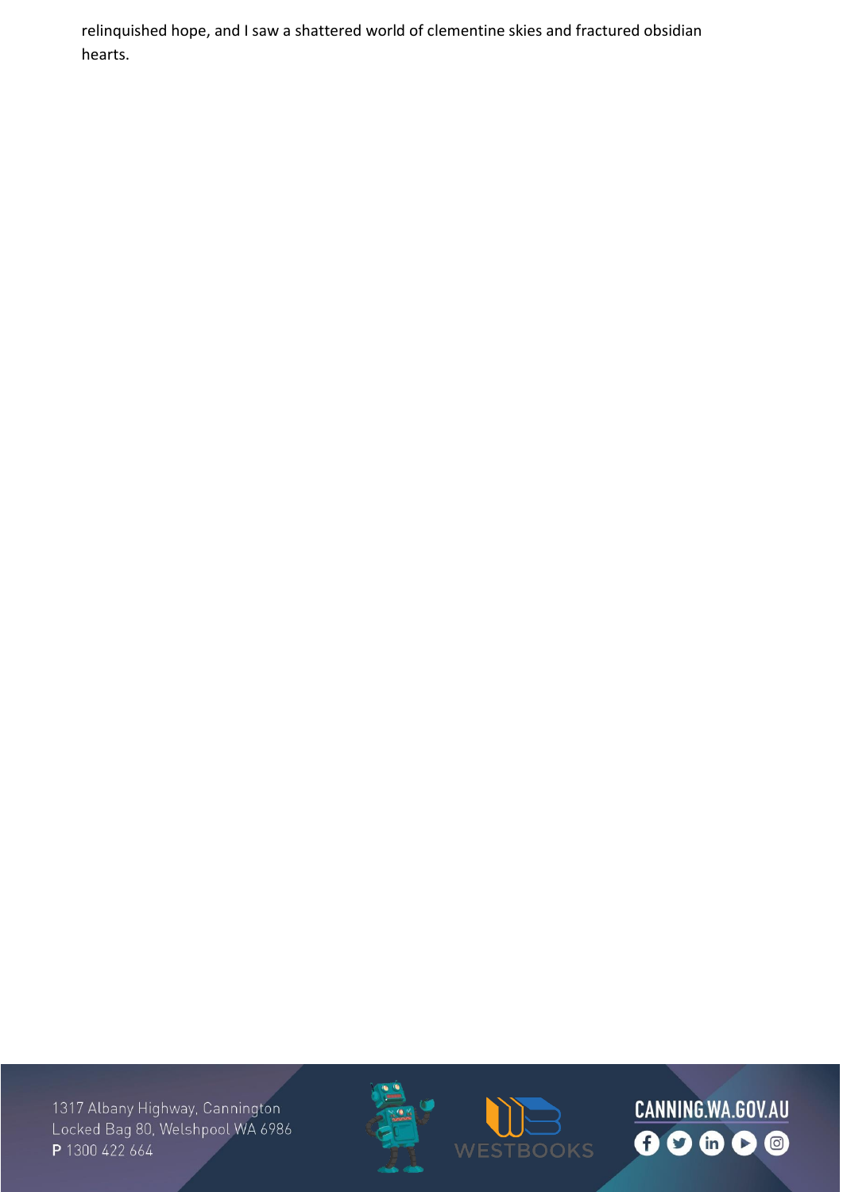relinquished hope, and I saw a shattered world of clementine skies and fractured obsidian hearts.